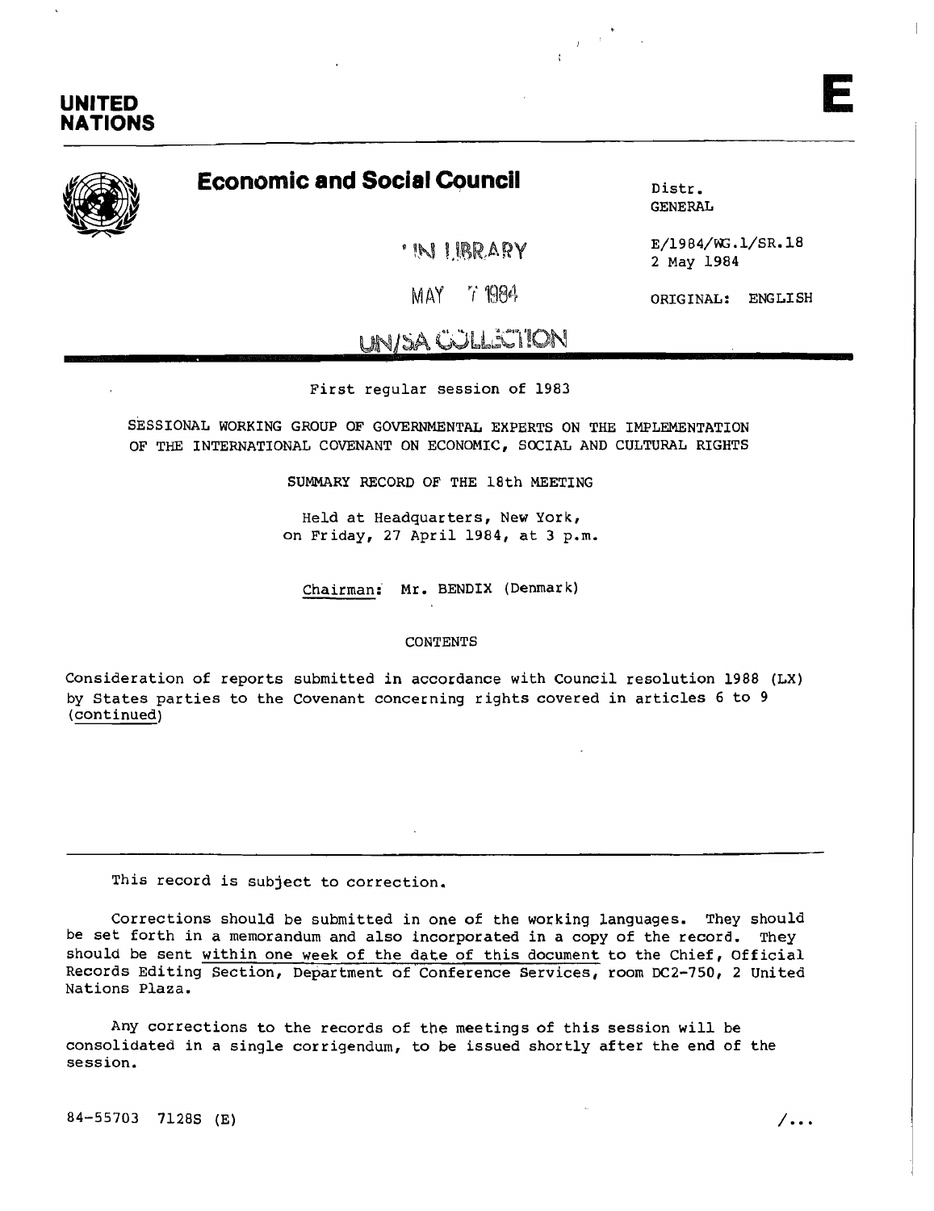# UNITED NATIONS

E

## Economic and Social Council

Distr.
GENERAL

E/1984/WG.1/SR.18
2 May 1984

ORIGINAL: ENGLISH

UN LIBRARY

MAY 7 1984

UN/SA COLLECTION

First regular session of 1983

SESSIONAL WORKING GROUP OF GOVERNMENTAL EXPERTS ON THE IMPLEMENTATION OF THE INTERNATIONAL COVENANT ON ECONOMIC, SOCIAL AND CULTURAL RIGHTS

SUMMARY RECORD OF THE 18th MEETING

Held at Headquarters, New York,
on Friday, 27 April 1984, at 3 p.m.

Chairman: Mr. BENDIX (Denmark)

CONTENTS

Consideration of reports submitted in accordance with Council resolution 1988 (LX) by States parties to the Covenant concerning rights covered in articles 6 to 9 (continued)

---

This record is subject to correction.

Corrections should be submitted in one of the working languages. They should be set forth in a memorandum and also incorporated in a copy of the record. They should be sent within one week of the date of this document to the Chief, Official Records Editing Section, Department of Conference Services, room DC2-750, 2 United Nations Plaza.

Any corrections to the records of the meetings of this session will be consolidated in a single corrigendum, to be issued shortly after the end of the session.

84-55703 7128S (E)

/...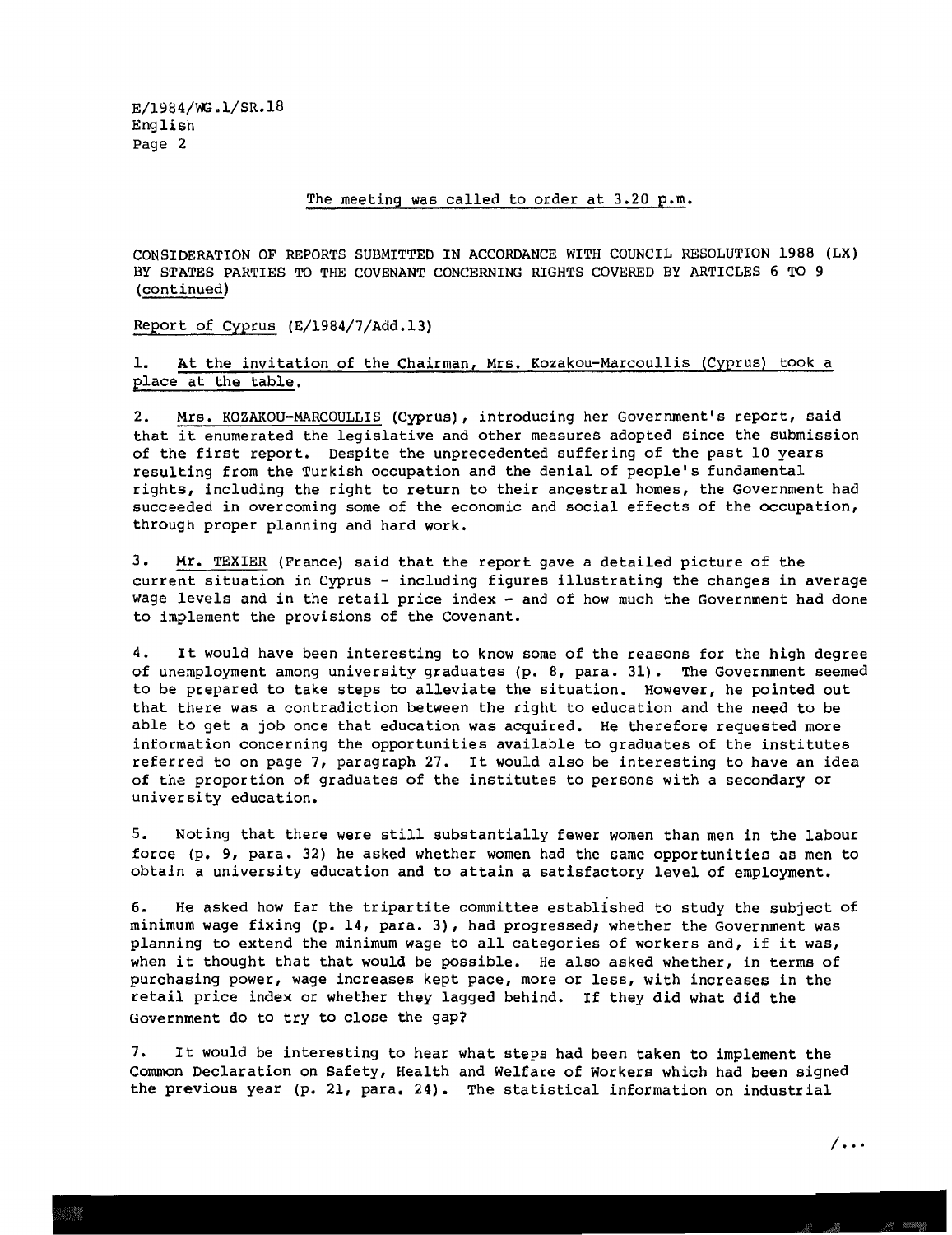The meeting was called to order at 3.20 p.m.

CONSIDERATION OF REPORTS SUBMITTED IN ACCORDANCE WITH COUNCIL RESOLUTION 1988 (LX) BY STATES PARTIES TO THE COVENANT CONCERNING RIGHTS COVERED BY ARTICLES 6 TO 9 (continued)

Report of Cyprus (E/1984/7/Add.13)

1. At the invitation of the Chairman, Mrs. Kozakou-Marcoullis (Cyprus) took a place at the table.

2. Mrs. KOZAKOU-MARCOULLIS (Cyprus), introducing her Government's report, said that it enumerated the legislative and other measures adopted since the submission of the first report. Despite the unprecedented suffering of the past 10 years resulting from the Turkish occupation and the denial of people's fundamental rights, including the right to return to their ancestral homes, the Government had succeeded in overcoming some of the economic and social effects of the occupation, through proper planning and hard work.

3. Mr. TEXIER (France) said that the report gave a detailed picture of the current situation in Cyprus - including figures illustrating the changes in average wage levels and in the retail price index - and of how much the Government had done to implement the provisions of the Covenant.

4. It would have been interesting to know some of the reasons for the high degree of unemployment among university graduates (p. 8, para. 31). The Government seemed to be prepared to take steps to alleviate the situation. However, he pointed out that there was a contradiction between the right to education and the need to be able to get a job once that education was acquired. He therefore requested more information concerning the opportunities available to graduates of the institutes referred to on page 7, paragraph 27. It would also be interesting to have an idea of the proportion of graduates of the institutes to persons with a secondary or university education.

5. Noting that there were still substantially fewer women than men in the labour force (p. 9, para. 32) he asked whether women had the same opportunities as men to obtain a university education and to attain a satisfactory level of employment.

6. He asked how far the tripartite committee established to study the subject of minimum wage fixing (p. 14, para. 3), had progressed; whether the Government was planning to extend the minimum wage to all categories of workers and, if it was, when it thought that that would be possible. He also asked whether, in terms of purchasing power, wage increases kept pace, more or less, with increases in the retail price index or whether they lagged behind. If they did what did the Government do to try to close the gap?

7. It would be interesting to hear what steps had been taken to implement the Common Declaration on Safety, Health and Welfare of Workers which had been signed the previous year (p. 21, para. 24). The statistical information on industrial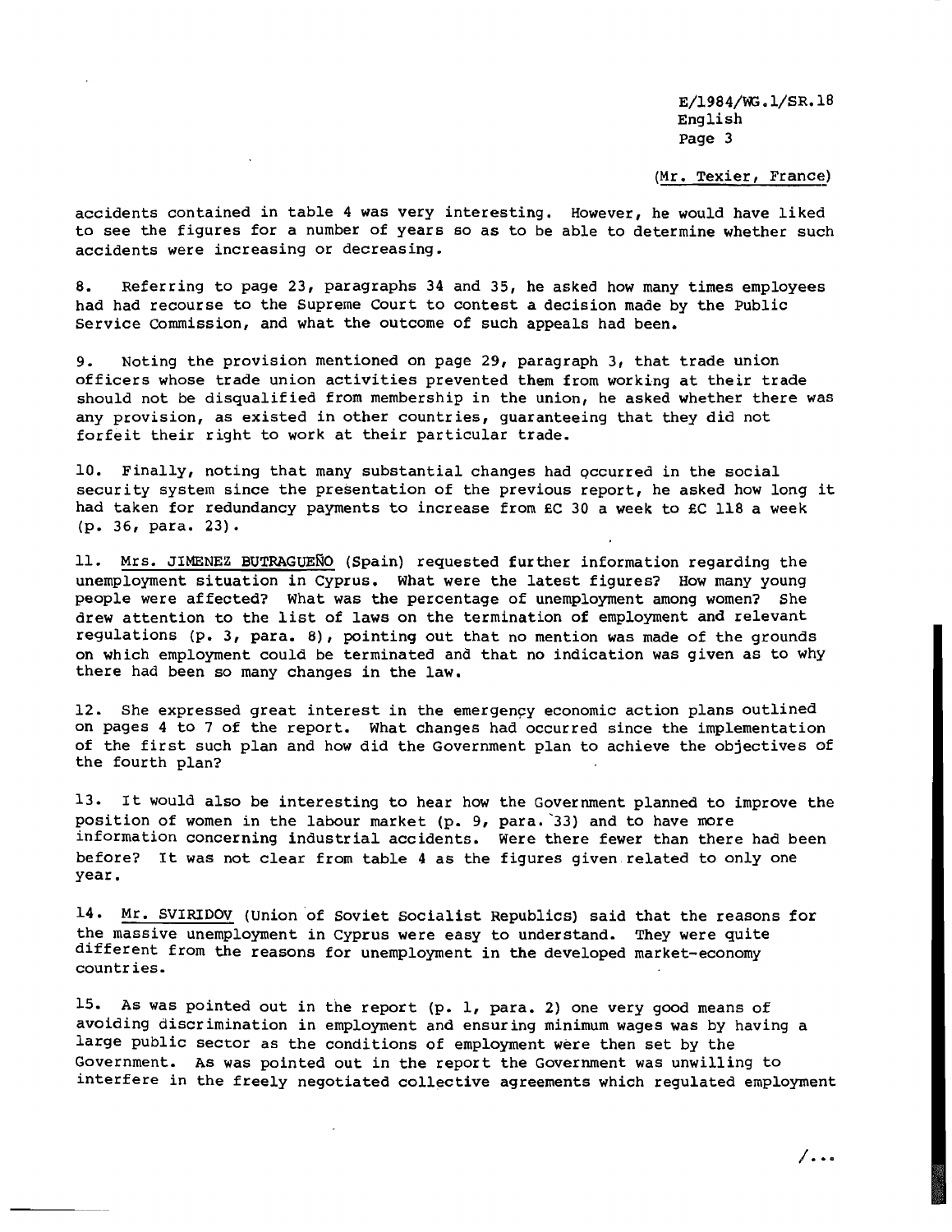(Mr. Texier, France)

accidents contained in table 4 was very interesting. However, he would have liked to see the figures for a number of years so as to be able to determine whether such accidents were increasing or decreasing.

8. Referring to page 23, paragraphs 34 and 35, he asked how many times employees had had recourse to the Supreme Court to contest a decision made by the Public Service Commission, and what the outcome of such appeals had been.

9. Noting the provision mentioned on page 29, paragraph 3, that trade union officers whose trade union activities prevented them from working at their trade should not be disqualified from membership in the union, he asked whether there was any provision, as existed in other countries, guaranteeing that they did not forfeit their right to work at their particular trade.

10. Finally, noting that many substantial changes had occurred in the social security system since the presentation of the previous report, he asked how long it had taken for redundancy payments to increase from £C 30 a week to £C 118 a week (p. 36, para. 23).

11. Mrs. JIMENEZ BUTRAGUEÑO (Spain) requested further information regarding the unemployment situation in Cyprus. What were the latest figures? How many young people were affected? What was the percentage of unemployment among women? She drew attention to the list of laws on the termination of employment and relevant regulations (p. 3, para. 8), pointing out that no mention was made of the grounds on which employment could be terminated and that no indication was given as to why there had been so many changes in the law.

12. She expressed great interest in the emergency economic action plans outlined on pages 4 to 7 of the report. What changes had occurred since the implementation of the first such plan and how did the Government plan to achieve the objectives of the fourth plan?

13. It would also be interesting to hear how the Government planned to improve the position of women in the labour market (p. 9, para. 33) and to have more information concerning industrial accidents. Were there fewer than there had been before? It was not clear from table 4 as the figures given related to only one year.

14. Mr. SVIRIDOV (Union of Soviet Socialist Republics) said that the reasons for the massive unemployment in Cyprus were easy to understand. They were quite different from the reasons for unemployment in the developed market-economy countries.

15. As was pointed out in the report (p. 1, para. 2) one very good means of avoiding discrimination in employment and ensuring minimum wages was by having a large public sector as the conditions of employment were then set by the Government. As was pointed out in the report the Government was unwilling to interfere in the freely negotiated collective agreements which regulated employment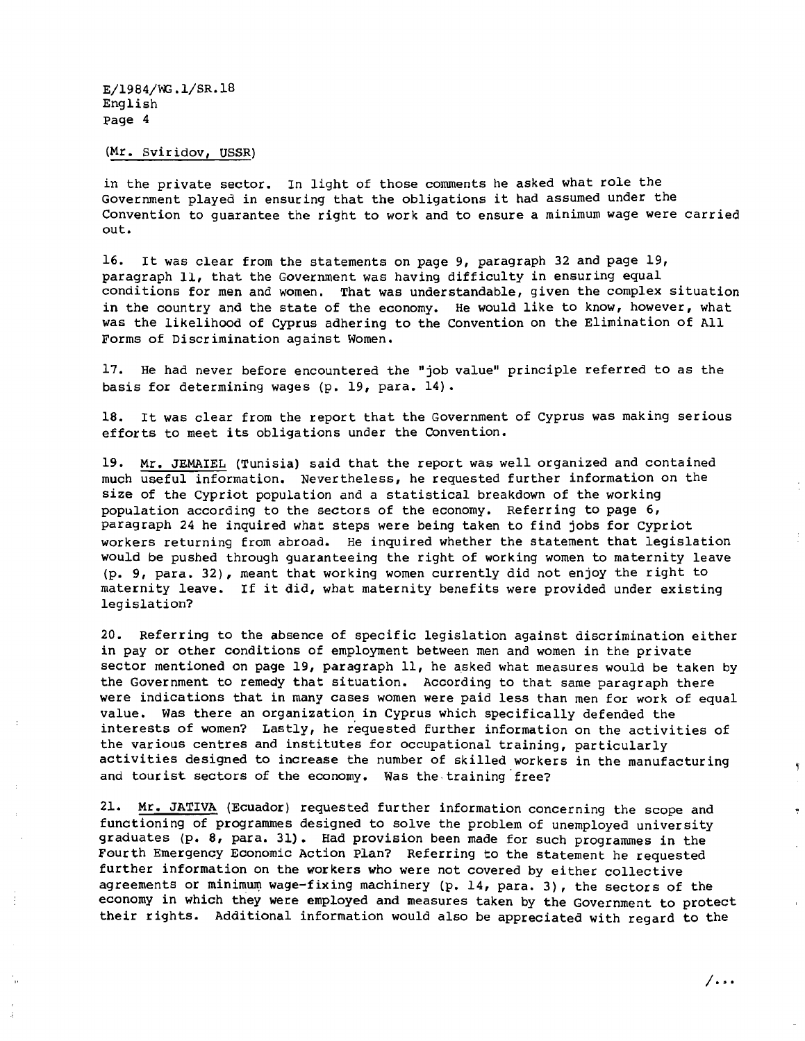(Mr. Sviridov, USSR)

in the private sector. In light of those comments he asked what role the Government played in ensuring that the obligations it had assumed under the Convention to guarantee the right to work and to ensure a minimum wage were carried out.

16. It was clear from the statements on page 9, paragraph 32 and page 19, paragraph 11, that the Government was having difficulty in ensuring equal conditions for men and women. That was understandable, given the complex situation in the country and the state of the economy. He would like to know, however, what was the likelihood of Cyprus adhering to the Convention on the Elimination of All Forms of Discrimination against Women.

17. He had never before encountered the "job value" principle referred to as the basis for determining wages (p. 19, para. 14).

18. It was clear from the report that the Government of Cyprus was making serious efforts to meet its obligations under the Convention.

19. Mr. JEMAIEL (Tunisia) said that the report was well organized and contained much useful information. Nevertheless, he requested further information on the size of the Cypriot population and a statistical breakdown of the working population according to the sectors of the economy. Referring to page 6, paragraph 24 he inquired what steps were being taken to find jobs for Cypriot workers returning from abroad. He inquired whether the statement that legislation would be pushed through guaranteeing the right of working women to maternity leave (p. 9, para. 32), meant that working women currently did not enjoy the right to maternity leave. If it did, what maternity benefits were provided under existing legislation?

20. Referring to the absence of specific legislation against discrimination either in pay or other conditions of employment between men and women in the private sector mentioned on page 19, paragraph 11, he asked what measures would be taken by the Government to remedy that situation. According to that same paragraph there were indications that in many cases women were paid less than men for work of equal value. Was there an organization in Cyprus which specifically defended the interests of women? Lastly, he requested further information on the activities of the various centres and institutes for occupational training, particularly activities designed to increase the number of skilled workers in the manufacturing and tourist sectors of the economy. Was the training free?

21. Mr. JATIVA (Ecuador) requested further information concerning the scope and functioning of programmes designed to solve the problem of unemployed university graduates (p. 8, para. 31). Had provision been made for such programmes in the Fourth Emergency Economic Action Plan? Referring to the statement he requested further information on the workers who were not covered by either collective agreements or minimum wage-fixing machinery (p. 14, para. 3), the sectors of the economy in which they were employed and measures taken by the Government to protect their rights. Additional information would also be appreciated with regard to the

/...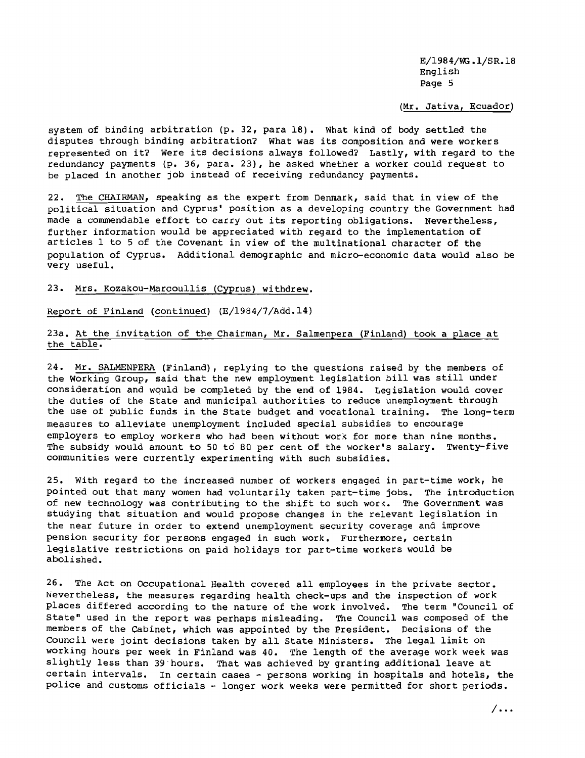(Mr. Jativa, Ecuador)

system of binding arbitration (p. 32, para 18). What kind of body settled the disputes through binding arbitration? What was its composition and were workers represented on it? Were its decisions always followed? Lastly, with regard to the redundancy payments (p. 36, para. 23), he asked whether a worker could request to be placed in another job instead of receiving redundancy payments.

22. The CHAIRMAN, speaking as the expert from Denmark, said that in view of the political situation and Cyprus' position as a developing country the Government had made a commendable effort to carry out its reporting obligations. Nevertheless, further information would be appreciated with regard to the implementation of articles 1 to 5 of the Covenant in view of the multinational character of the population of Cyprus. Additional demographic and micro-economic data would also be very useful.

23. Mrs. Kozakou-Marcoullis (Cyprus) withdrew.

Report of Finland (continued) (E/1984/7/Add.14)

23a. At the invitation of the Chairman, Mr. Salmenpera (Finland) took a place at the table.

24. Mr. SALMENPERA (Finland), replying to the questions raised by the members of the Working Group, said that the new employment legislation bill was still under consideration and would be completed by the end of 1984. Legislation would cover the duties of the State and municipal authorities to reduce unemployment through the use of public funds in the State budget and vocational training. The long-term measures to alleviate unemployment included special subsidies to encourage employers to employ workers who had been without work for more than nine months. The subsidy would amount to 50 to 80 per cent of the worker's salary. Twenty-five communities were currently experimenting with such subsidies.

25. With regard to the increased number of workers engaged in part-time work, he pointed out that many women had voluntarily taken part-time jobs. The introduction of new technology was contributing to the shift to such work. The Government was studying that situation and would propose changes in the relevant legislation in the near future in order to extend unemployment security coverage and improve pension security for persons engaged in such work. Furthermore, certain legislative restrictions on paid holidays for part-time workers would be abolished.

26. The Act on Occupational Health covered all employees in the private sector. Nevertheless, the measures regarding health check-ups and the inspection of work places differed according to the nature of the work involved. The term "Council of State" used in the report was perhaps misleading. The Council was composed of the members of the Cabinet, which was appointed by the President. Decisions of the Council were joint decisions taken by all State Ministers. The legal limit on working hours per week in Finland was 40. The length of the average work week was slightly less than 39 hours. That was achieved by granting additional leave at certain intervals. In certain cases - persons working in hospitals and hotels, the police and customs officials - longer work weeks were permitted for short periods.

/...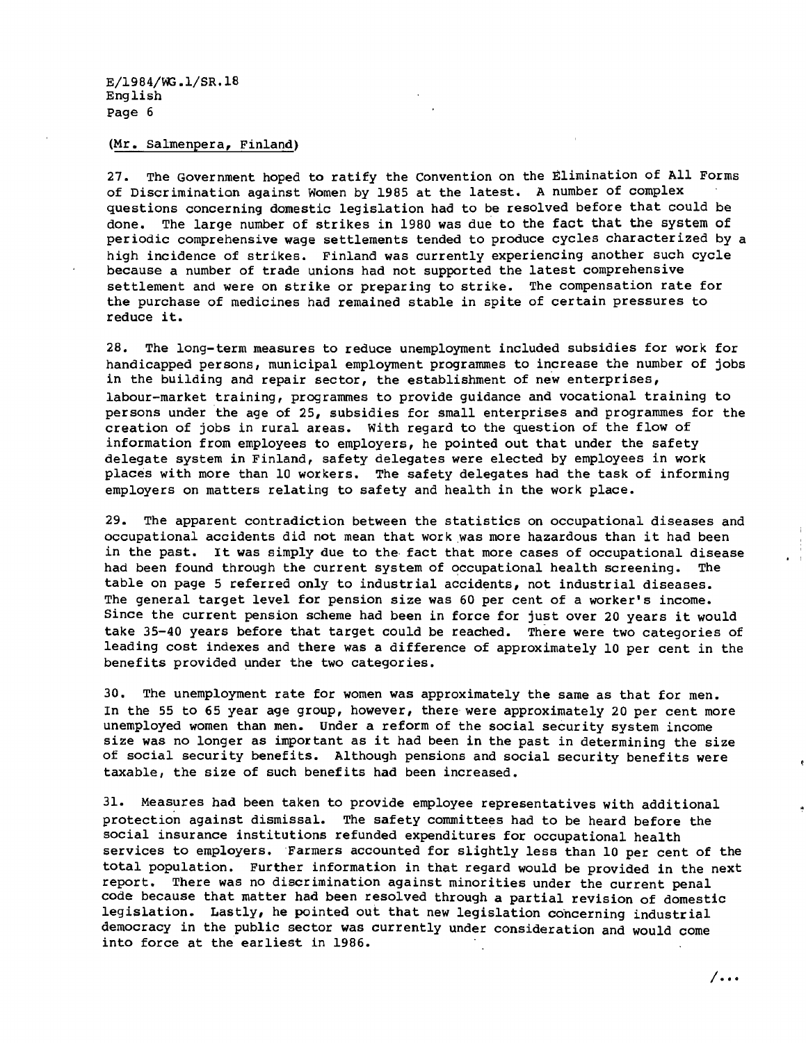(Mr. Salmenpera, Finland)

27. The Government hoped to ratify the Convention on the Elimination of All Forms of Discrimination against Women by 1985 at the latest. A number of complex questions concerning domestic legislation had to be resolved before that could be done. The large number of strikes in 1980 was due to the fact that the system of periodic comprehensive wage settlements tended to produce cycles characterized by a high incidence of strikes. Finland was currently experiencing another such cycle because a number of trade unions had not supported the latest comprehensive settlement and were on strike or preparing to strike. The compensation rate for the purchase of medicines had remained stable in spite of certain pressures to reduce it.

28. The long-term measures to reduce unemployment included subsidies for work for handicapped persons, municipal employment programmes to increase the number of jobs in the building and repair sector, the establishment of new enterprises, labour-market training, programmes to provide guidance and vocational training to persons under the age of 25, subsidies for small enterprises and programmes for the creation of jobs in rural areas. With regard to the question of the flow of information from employees to employers, he pointed out that under the safety delegate system in Finland, safety delegates were elected by employees in work places with more than 10 workers. The safety delegates had the task of informing employers on matters relating to safety and health in the work place.

29. The apparent contradiction between the statistics on occupational diseases and occupational accidents did not mean that work was more hazardous than it had been in the past. It was simply due to the fact that more cases of occupational disease had been found through the current system of occupational health screening. The table on page 5 referred only to industrial accidents, not industrial diseases. The general target level for pension size was 60 per cent of a worker's income. Since the current pension scheme had been in force for just over 20 years it would take 35-40 years before that target could be reached. There were two categories of leading cost indexes and there was a difference of approximately 10 per cent in the benefits provided under the two categories.

30. The unemployment rate for women was approximately the same as that for men. In the 55 to 65 year age group, however, there were approximately 20 per cent more unemployed women than men. Under a reform of the social security system income size was no longer as important as it had been in the past in determining the size of social security benefits. Although pensions and social security benefits were taxable, the size of such benefits had been increased.

31. Measures had been taken to provide employee representatives with additional protection against dismissal. The safety committees had to be heard before the social insurance institutions refunded expenditures for occupational health services to employers. Farmers accounted for slightly less than 10 per cent of the total population. Further information in that regard would be provided in the next report. There was no discrimination against minorities under the current penal code because that matter had been resolved through a partial revision of domestic legislation. Lastly, he pointed out that new legislation concerning industrial democracy in the public sector was currently under consideration and would come into force at the earliest in 1986.

/...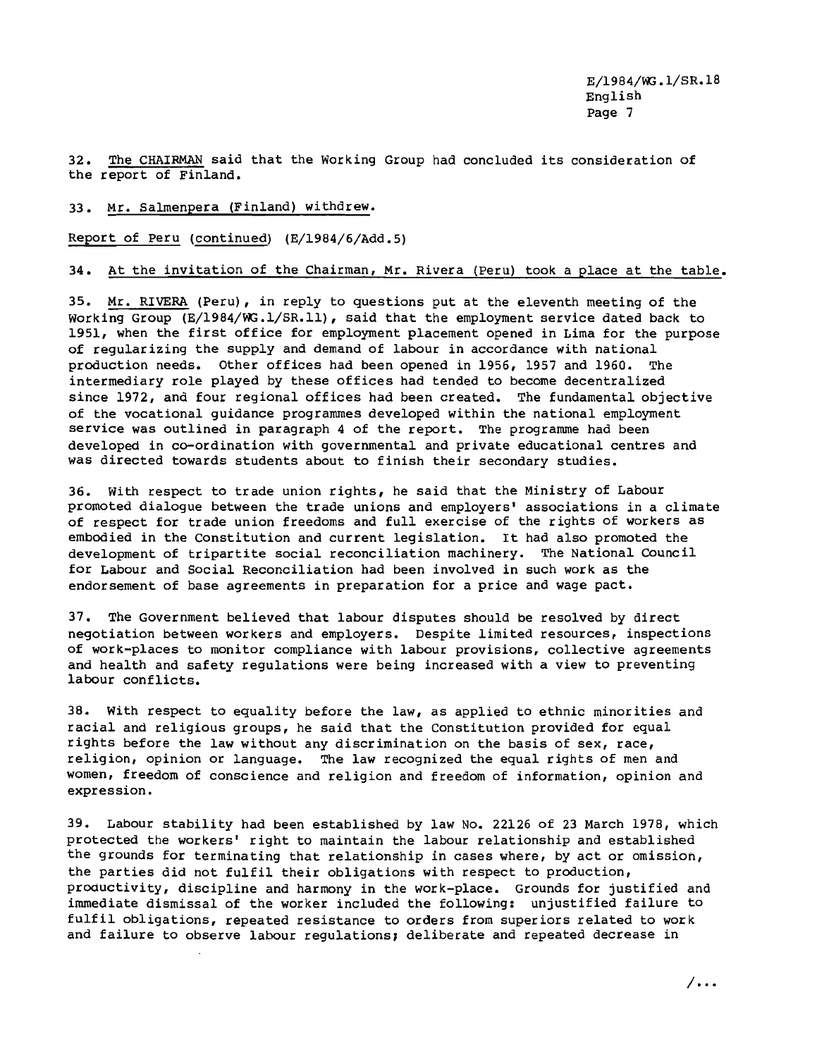32. The CHAIRMAN said that the Working Group had concluded its consideration of the report of Finland.

33. Mr. Salmenpera (Finland) withdrew.

Report of Peru (continued) (E/1984/6/Add.5)

34. At the invitation of the Chairman, Mr. Rivera (Peru) took a place at the table.

35. Mr. RIVERA (Peru), in reply to questions put at the eleventh meeting of the Working Group (E/1984/WG.1/SR.11), said that the employment service dated back to 1951, when the first office for employment placement opened in Lima for the purpose of regularizing the supply and demand of labour in accordance with national production needs. Other offices had been opened in 1956, 1957 and 1960. The intermediary role played by these offices had tended to become decentralized since 1972, and four regional offices had been created. The fundamental objective of the vocational guidance programmes developed within the national employment service was outlined in paragraph 4 of the report. The programme had been developed in co-ordination with governmental and private educational centres and was directed towards students about to finish their secondary studies.

36. With respect to trade union rights, he said that the Ministry of Labour promoted dialogue between the trade unions and employers' associations in a climate of respect for trade union freedoms and full exercise of the rights of workers as embodied in the Constitution and current legislation. It had also promoted the development of tripartite social reconciliation machinery. The National Council for Labour and Social Reconciliation had been involved in such work as the endorsement of base agreements in preparation for a price and wage pact.

37. The Government believed that labour disputes should be resolved by direct negotiation between workers and employers. Despite limited resources, inspections of work-places to monitor compliance with labour provisions, collective agreements and health and safety regulations were being increased with a view to preventing labour conflicts.

38. With respect to equality before the law, as applied to ethnic minorities and racial and religious groups, he said that the Constitution provided for equal rights before the law without any discrimination on the basis of sex, race, religion, opinion or language. The law recognized the equal rights of men and women, freedom of conscience and religion and freedom of information, opinion and expression.

39. Labour stability had been established by law No. 22126 of 23 March 1978, which protected the workers' right to maintain the labour relationship and established the grounds for terminating that relationship in cases where, by act or omission, the parties did not fulfil their obligations with respect to production, productivity, discipline and harmony in the work-place. Grounds for justified and immediate dismissal of the worker included the following: unjustified failure to fulfil obligations, repeated resistance to orders from superiors related to work and failure to observe labour regulations; deliberate and repeated decrease in

/...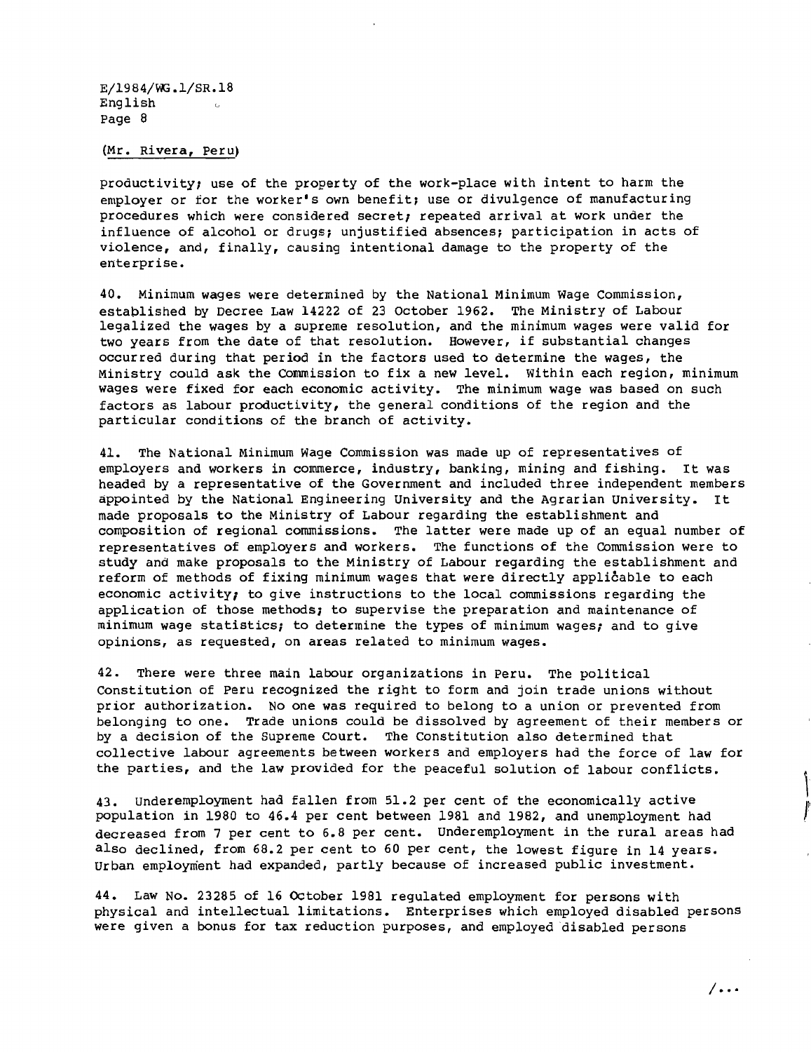(Mr. Rivera, Peru)

productivity; use of the property of the work-place with intent to harm the employer or for the worker's own benefit; use or divulgence of manufacturing procedures which were considered secret; repeated arrival at work under the influence of alcohol or drugs; unjustified absences; participation in acts of violence, and, finally, causing intentional damage to the property of the enterprise.

40. Minimum wages were determined by the National Minimum Wage Commission, established by Decree Law 14222 of 23 October 1962. The Ministry of Labour legalized the wages by a supreme resolution, and the minimum wages were valid for two years from the date of that resolution. However, if substantial changes occurred during that period in the factors used to determine the wages, the Ministry could ask the Commission to fix a new level. Within each region, minimum wages were fixed for each economic activity. The minimum wage was based on such factors as labour productivity, the general conditions of the region and the particular conditions of the branch of activity.

41. The National Minimum Wage Commission was made up of representatives of employers and workers in commerce, industry, banking, mining and fishing. It was headed by a representative of the Government and included three independent members appointed by the National Engineering University and the Agrarian University. It made proposals to the Ministry of Labour regarding the establishment and composition of regional commissions. The latter were made up of an equal number of representatives of employers and workers. The functions of the Commission were to study and make proposals to the Ministry of Labour regarding the establishment and reform of methods of fixing minimum wages that were directly applicable to each economic activity; to give instructions to the local commissions regarding the application of those methods; to supervise the preparation and maintenance of minimum wage statistics; to determine the types of minimum wages; and to give opinions, as requested, on areas related to minimum wages.

42. There were three main labour organizations in Peru. The political Constitution of Peru recognized the right to form and join trade unions without prior authorization. No one was required to belong to a union or prevented from belonging to one. Trade unions could be dissolved by agreement of their members or by a decision of the Supreme Court. The Constitution also determined that collective labour agreements between workers and employers had the force of law for the parties, and the law provided for the peaceful solution of labour conflicts.

43. Underemployment had fallen from 51.2 per cent of the economically active population in 1980 to 46.4 per cent between 1981 and 1982, and unemployment had decreased from 7 per cent to 6.8 per cent. Underemployment in the rural areas had also declined, from 68.2 per cent to 60 per cent, the lowest figure in 14 years. Urban employment had expanded, partly because of increased public investment.

44. Law No. 23285 of 16 October 1981 regulated employment for persons with physical and intellectual limitations. Enterprises which employed disabled persons were given a bonus for tax reduction purposes, and employed disabled persons

/...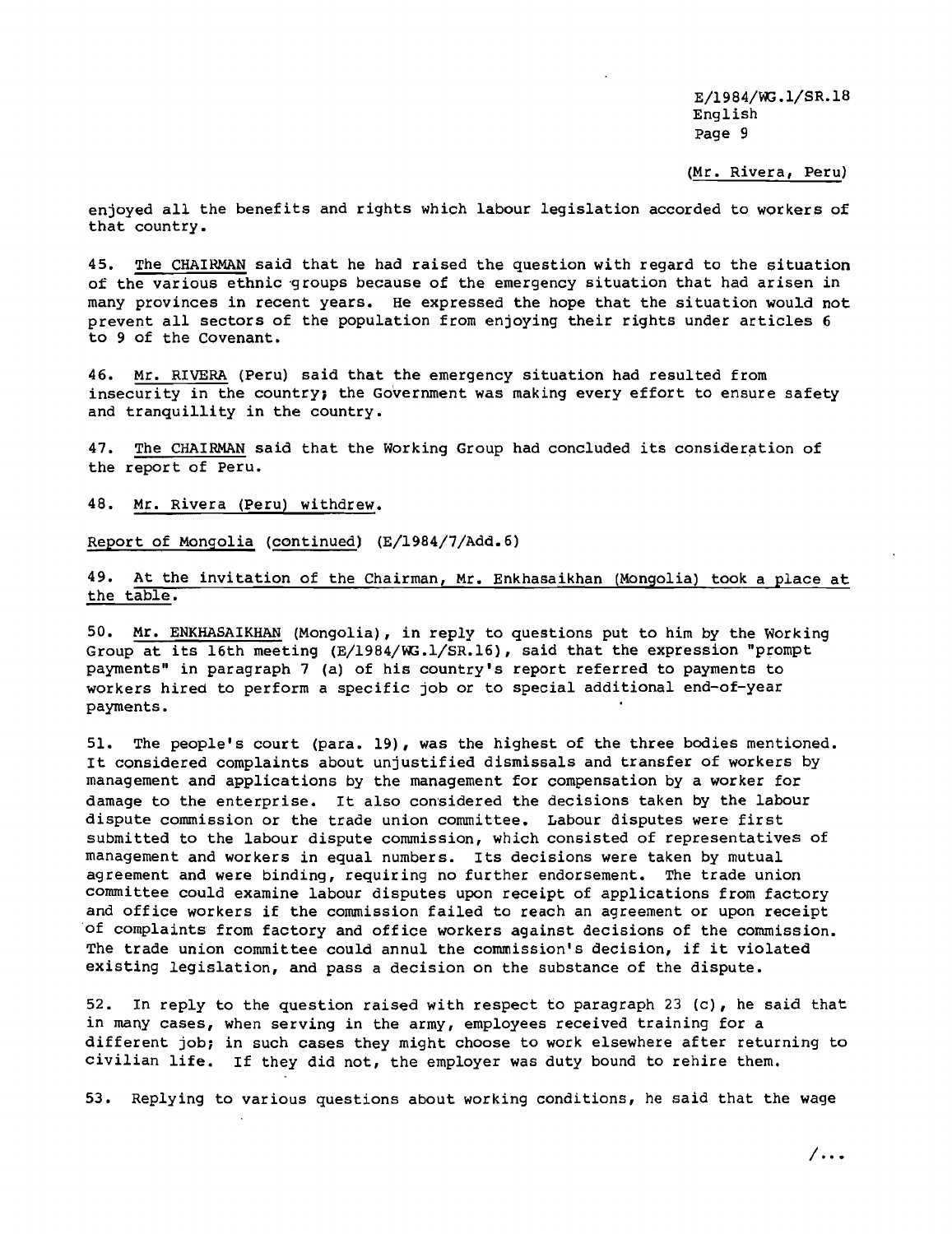(Mr. Rivera, Peru)

enjoyed all the benefits and rights which labour legislation accorded to workers of that country.

45. The CHAIRMAN said that he had raised the question with regard to the situation of the various ethnic groups because of the emergency situation that had arisen in many provinces in recent years. He expressed the hope that the situation would not prevent all sectors of the population from enjoying their rights under articles 6 to 9 of the Covenant.

46. Mr. RIVERA (Peru) said that the emergency situation had resulted from insecurity in the country; the Government was making every effort to ensure safety and tranquillity in the country.

47. The CHAIRMAN said that the Working Group had concluded its consideration of the report of Peru.

48. Mr. Rivera (Peru) withdrew.

Report of Mongolia (continued) (E/1984/7/Add.6)

49. At the invitation of the Chairman, Mr. Enkhasaikhan (Mongolia) took a place at the table.

50. Mr. ENKHASAIKHAN (Mongolia), in reply to questions put to him by the Working Group at its 16th meeting (E/1984/WG.1/SR.16), said that the expression "prompt payments" in paragraph 7 (a) of his country's report referred to payments to workers hired to perform a specific job or to special additional end-of-year payments.

51. The people's court (para. 19), was the highest of the three bodies mentioned. It considered complaints about unjustified dismissals and transfer of workers by management and applications by the management for compensation by a worker for damage to the enterprise. It also considered the decisions taken by the labour dispute commission or the trade union committee. Labour disputes were first submitted to the labour dispute commission, which consisted of representatives of management and workers in equal numbers. Its decisions were taken by mutual agreement and were binding, requiring no further endorsement. The trade union committee could examine labour disputes upon receipt of applications from factory and office workers if the commission failed to reach an agreement or upon receipt of complaints from factory and office workers against decisions of the commission. The trade union committee could annul the commission's decision, if it violated existing legislation, and pass a decision on the substance of the dispute.

52. In reply to the question raised with respect to paragraph 23 (c), he said that in many cases, when serving in the army, employees received training for a different job; in such cases they might choose to work elsewhere after returning to civilian life. If they did not, the employer was duty bound to rehire them.

53. Replying to various questions about working conditions, he said that the wage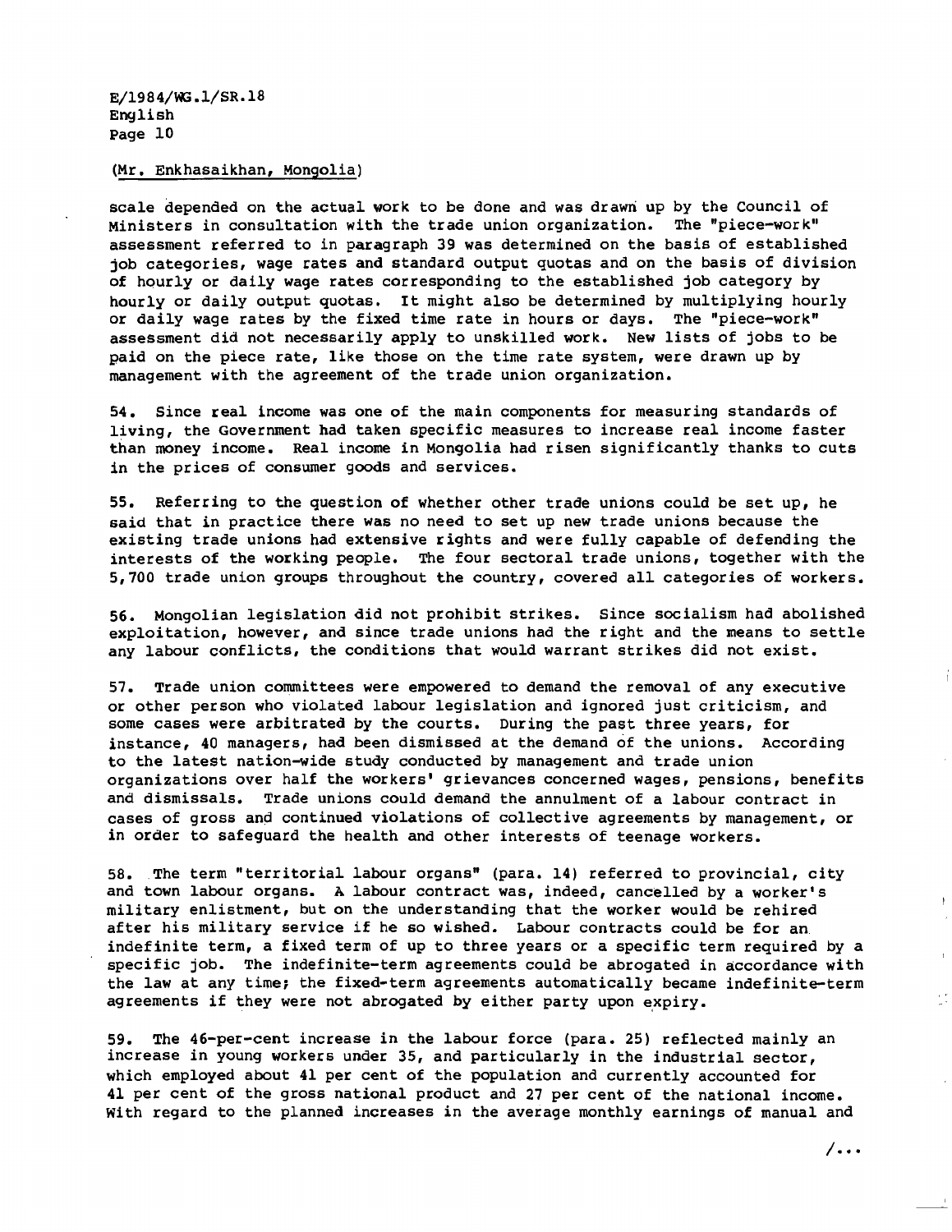(Mr. Enkhasaikhan, Mongolia)

scale depended on the actual work to be done and was drawn up by the Council of Ministers in consultation with the trade union organization. The "piece-work" assessment referred to in paragraph 39 was determined on the basis of established job categories, wage rates and standard output quotas and on the basis of division of hourly or daily wage rates corresponding to the established job category by hourly or daily output quotas. It might also be determined by multiplying hourly or daily wage rates by the fixed time rate in hours or days. The "piece-work" assessment did not necessarily apply to unskilled work. New lists of jobs to be paid on the piece rate, like those on the time rate system, were drawn up by management with the agreement of the trade union organization.

54. Since real income was one of the main components for measuring standards of living, the Government had taken specific measures to increase real income faster than money income. Real income in Mongolia had risen significantly thanks to cuts in the prices of consumer goods and services.

55. Referring to the question of whether other trade unions could be set up, he said that in practice there was no need to set up new trade unions because the existing trade unions had extensive rights and were fully capable of defending the interests of the working people. The four sectoral trade unions, together with the 5,700 trade union groups throughout the country, covered all categories of workers.

56. Mongolian legislation did not prohibit strikes. Since socialism had abolished exploitation, however, and since trade unions had the right and the means to settle any labour conflicts, the conditions that would warrant strikes did not exist.

57. Trade union committees were empowered to demand the removal of any executive or other person who violated labour legislation and ignored just criticism, and some cases were arbitrated by the courts. During the past three years, for instance, 40 managers, had been dismissed at the demand of the unions. According to the latest nation-wide study conducted by management and trade union organizations over half the workers' grievances concerned wages, pensions, benefits and dismissals. Trade unions could demand the annulment of a labour contract in cases of gross and continued violations of collective agreements by management, or in order to safeguard the health and other interests of teenage workers.

58. The term "territorial labour organs" (para. 14) referred to provincial, city and town labour organs. A labour contract was, indeed, cancelled by a worker's military enlistment, but on the understanding that the worker would be rehired after his military service if he so wished. Labour contracts could be for an indefinite term, a fixed term of up to three years or a specific term required by a specific job. The indefinite-term agreements could be abrogated in accordance with the law at any time; the fixed-term agreements automatically became indefinite-term agreements if they were not abrogated by either party upon expiry.

59. The 46-per-cent increase in the labour force (para. 25) reflected mainly an increase in young workers under 35, and particularly in the industrial sector, which employed about 41 per cent of the population and currently accounted for 41 per cent of the gross national product and 27 per cent of the national income. With regard to the planned increases in the average monthly earnings of manual and

/...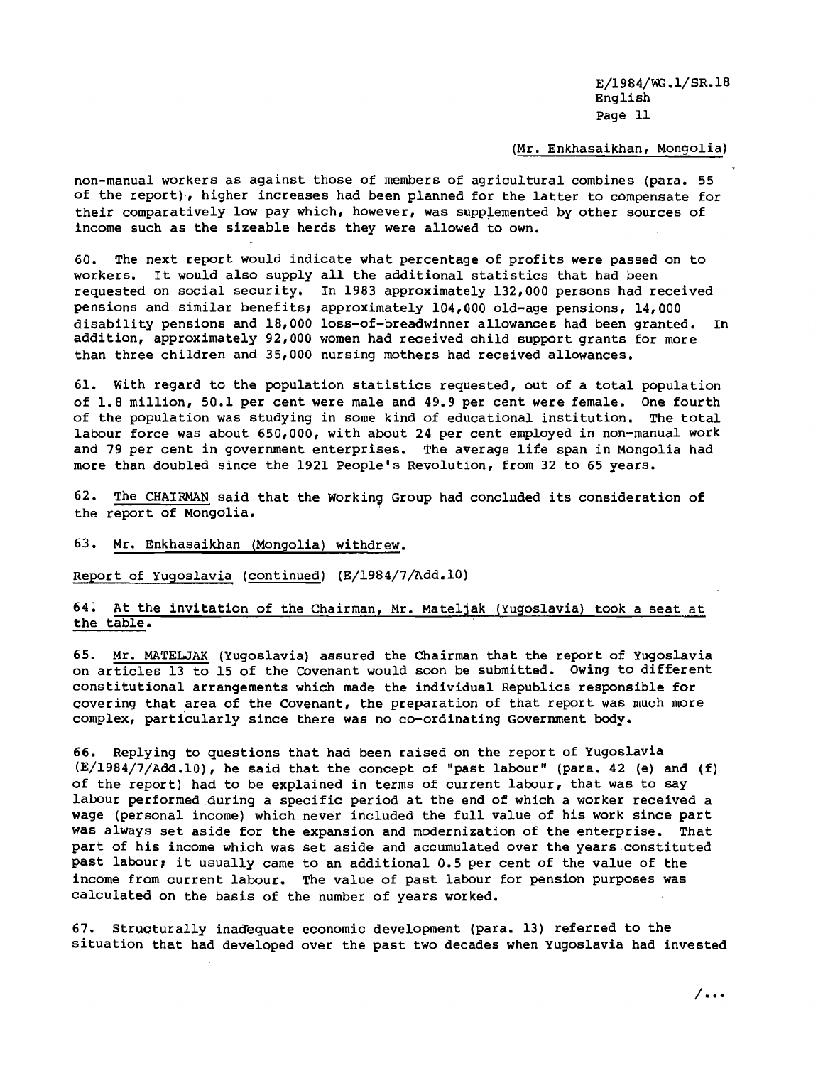(Mr. Enkhasaikhan, Mongolia)

non-manual workers as against those of members of agricultural combines (para. 55 of the report), higher increases had been planned for the latter to compensate for their comparatively low pay which, however, was supplemented by other sources of income such as the sizeable herds they were allowed to own.

60. The next report would indicate what percentage of profits were passed on to workers. It would also supply all the additional statistics that had been requested on social security. In 1983 approximately 132,000 persons had received pensions and similar benefits; approximately 104,000 old-age pensions, 14,000 disability pensions and 18,000 loss-of-breadwinner allowances had been granted. In addition, approximately 92,000 women had received child support grants for more than three children and 35,000 nursing mothers had received allowances.

61. With regard to the population statistics requested, out of a total population of 1.8 million, 50.1 per cent were male and 49.9 per cent were female. One fourth of the population was studying in some kind of educational institution. The total labour force was about 650,000, with about 24 per cent employed in non-manual work and 79 per cent in government enterprises. The average life span in Mongolia had more than doubled since the 1921 People's Revolution, from 32 to 65 years.

62. The CHAIRMAN said that the Working Group had concluded its consideration of the report of Mongolia.

63. Mr. Enkhasaikhan (Mongolia) withdrew.

Report of Yugoslavia (continued) (E/1984/7/Add.10)

64. At the invitation of the Chairman, Mr. Mateljak (Yugoslavia) took a seat at the table.

65. Mr. MATELJAK (Yugoslavia) assured the Chairman that the report of Yugoslavia on articles 13 to 15 of the Covenant would soon be submitted. Owing to different constitutional arrangements which made the individual Republics responsible for covering that area of the Covenant, the preparation of that report was much more complex, particularly since there was no co-ordinating Government body.

66. Replying to questions that had been raised on the report of Yugoslavia (E/1984/7/Add.10), he said that the concept of "past labour" (para. 42 (e) and (f) of the report) had to be explained in terms of current labour, that was to say labour performed during a specific period at the end of which a worker received a wage (personal income) which never included the full value of his work since part was always set aside for the expansion and modernization of the enterprise. That part of his income which was set aside and accumulated over the years constituted past labour; it usually came to an additional 0.5 per cent of the value of the income from current labour. The value of past labour for pension purposes was calculated on the basis of the number of years worked.

67. Structurally inadequate economic development (para. 13) referred to the situation that had developed over the past two decades when Yugoslavia had invested

/...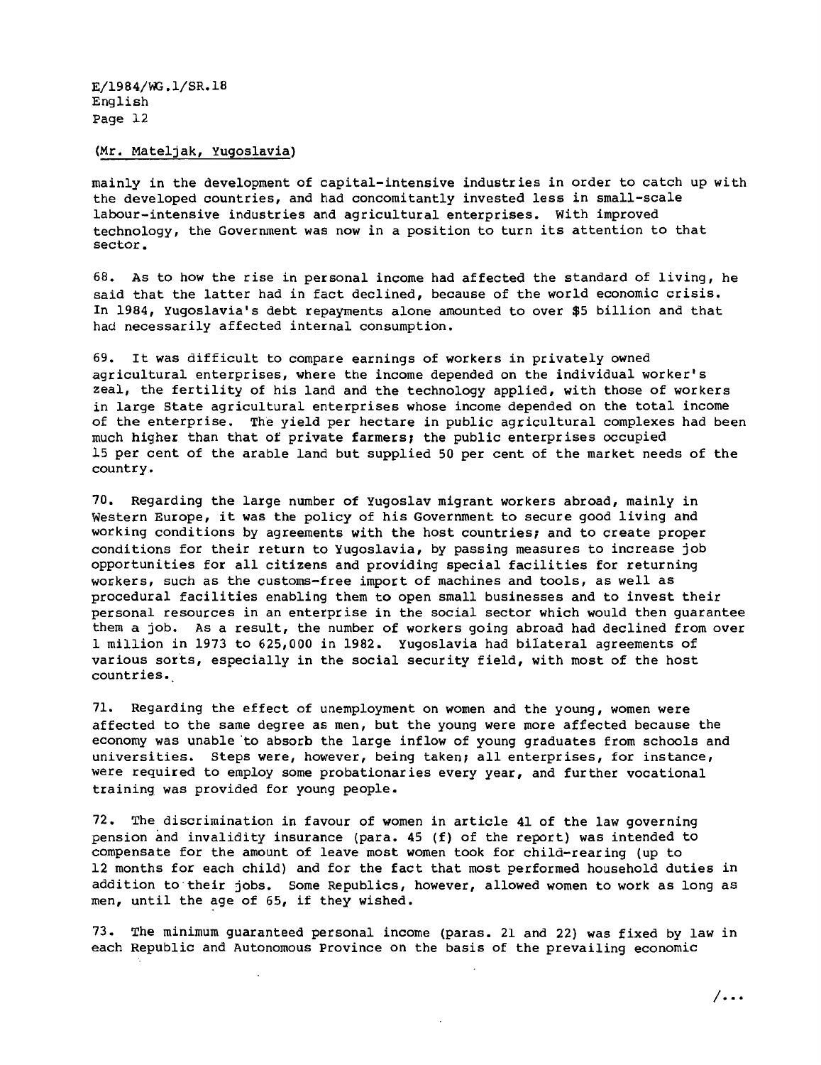(Mr. Mateljak, Yugoslavia)

mainly in the development of capital-intensive industries in order to catch up with the developed countries, and had concomitantly invested less in small-scale labour-intensive industries and agricultural enterprises. With improved technology, the Government was now in a position to turn its attention to that sector.

68. As to how the rise in personal income had affected the standard of living, he said that the latter had in fact declined, because of the world economic crisis. In 1984, Yugoslavia's debt repayments alone amounted to over $5 billion and that had necessarily affected internal consumption.

69. It was difficult to compare earnings of workers in privately owned agricultural enterprises, where the income depended on the individual worker's zeal, the fertility of his land and the technology applied, with those of workers in large State agricultural enterprises whose income depended on the total income of the enterprise. The yield per hectare in public agricultural complexes had been much higher than that of private farmers; the public enterprises occupied 15 per cent of the arable land but supplied 50 per cent of the market needs of the country.

70. Regarding the large number of Yugoslav migrant workers abroad, mainly in Western Europe, it was the policy of his Government to secure good living and working conditions by agreements with the host countries; and to create proper conditions for their return to Yugoslavia, by passing measures to increase job opportunities for all citizens and providing special facilities for returning workers, such as the customs-free import of machines and tools, as well as procedural facilities enabling them to open small businesses and to invest their personal resources in an enterprise in the social sector which would then guarantee them a job. As a result, the number of workers going abroad had declined from over 1 million in 1973 to 625,000 in 1982. Yugoslavia had bilateral agreements of various sorts, especially in the social security field, with most of the host countries.

71. Regarding the effect of unemployment on women and the young, women were affected to the same degree as men, but the young were more affected because the economy was unable to absorb the large inflow of young graduates from schools and universities. Steps were, however, being taken; all enterprises, for instance, were required to employ some probationaries every year, and further vocational training was provided for young people.

72. The discrimination in favour of women in article 41 of the law governing pension and invalidity insurance (para. 45 (f) of the report) was intended to compensate for the amount of leave most women took for child-rearing (up to 12 months for each child) and for the fact that most performed household duties in addition to their jobs. Some Republics, however, allowed women to work as long as men, until the age of 65, if they wished.

73. The minimum guaranteed personal income (paras. 21 and 22) was fixed by law in each Republic and Autonomous Province on the basis of the prevailing economic

/...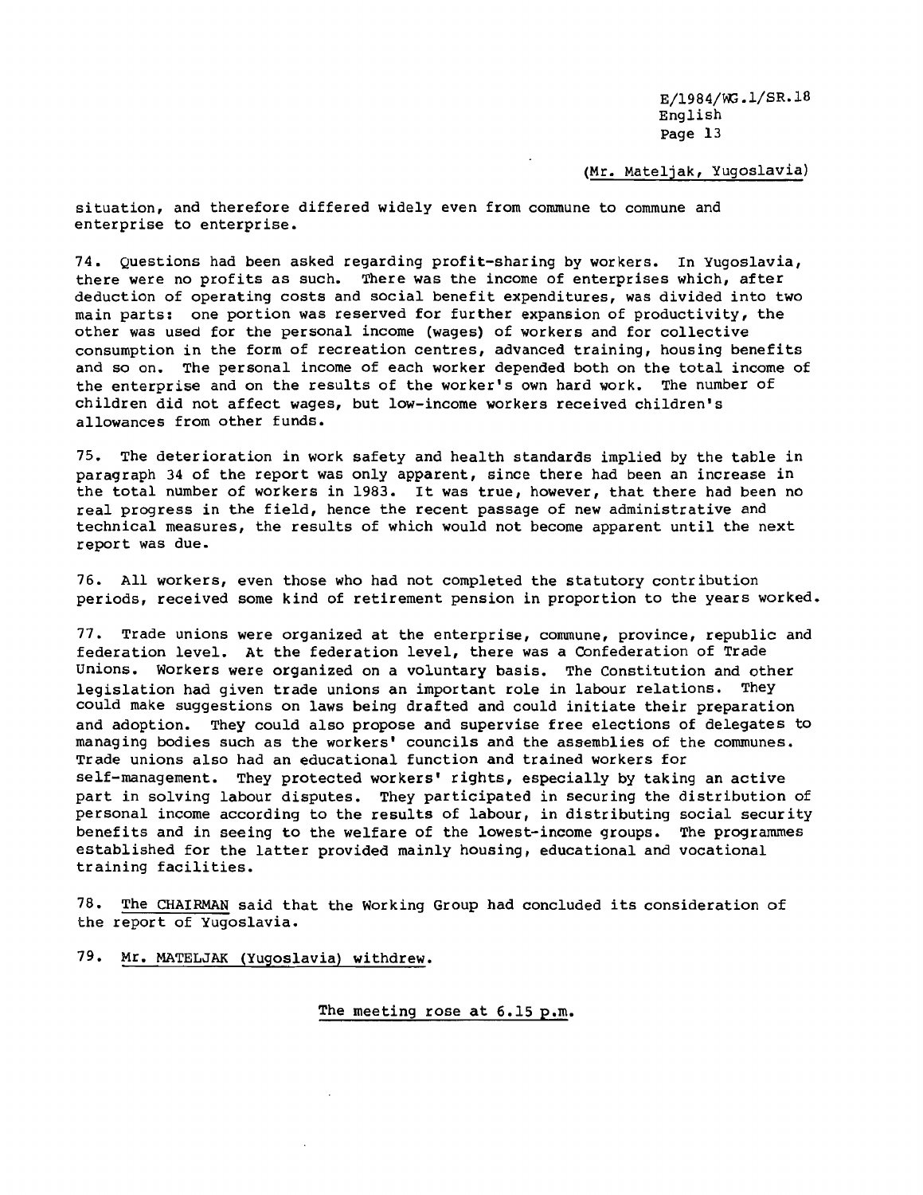(Mr. Mateljak, Yugoslavia)

situation, and therefore differed widely even from commune to commune and enterprise to enterprise.

74. Questions had been asked regarding profit-sharing by workers. In Yugoslavia, there were no profits as such. There was the income of enterprises which, after deduction of operating costs and social benefit expenditures, was divided into two main parts: one portion was reserved for further expansion of productivity, the other was used for the personal income (wages) of workers and for collective consumption in the form of recreation centres, advanced training, housing benefits and so on. The personal income of each worker depended both on the total income of the enterprise and on the results of the worker's own hard work. The number of children did not affect wages, but low-income workers received children's allowances from other funds.

75. The deterioration in work safety and health standards implied by the table in paragraph 34 of the report was only apparent, since there had been an increase in the total number of workers in 1983. It was true, however, that there had been no real progress in the field, hence the recent passage of new administrative and technical measures, the results of which would not become apparent until the next report was due.

76. All workers, even those who had not completed the statutory contribution periods, received some kind of retirement pension in proportion to the years worked.

77. Trade unions were organized at the enterprise, commune, province, republic and federation level. At the federation level, there was a Confederation of Trade Unions. Workers were organized on a voluntary basis. The Constitution and other legislation had given trade unions an important role in labour relations. They could make suggestions on laws being drafted and could initiate their preparation and adoption. They could also propose and supervise free elections of delegates to managing bodies such as the workers' councils and the assemblies of the communes. Trade unions also had an educational function and trained workers for self-management. They protected workers' rights, especially by taking an active part in solving labour disputes. They participated in securing the distribution of personal income according to the results of labour, in distributing social security benefits and in seeing to the welfare of the lowest-income groups. The programmes established for the latter provided mainly housing, educational and vocational training facilities.

78. The CHAIRMAN said that the Working Group had concluded its consideration of the report of Yugoslavia.

79. Mr. MATELJAK (Yugoslavia) withdrew.

The meeting rose at 6.15 p.m.